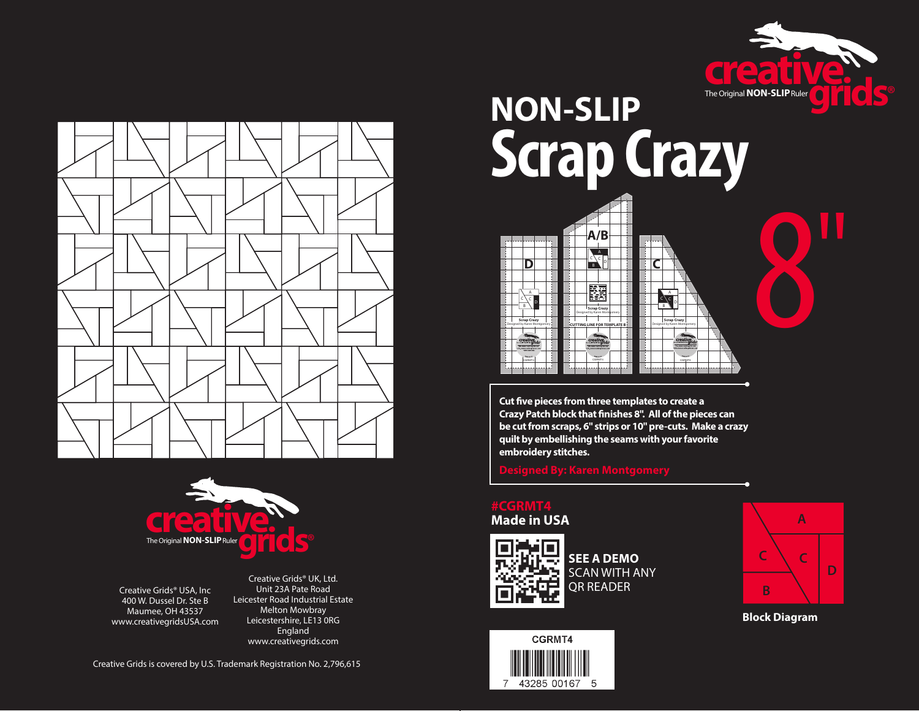creative grids

The Original NON-SLIP Ruler

# NON-SLIP Scrap Crazy 8"

Cut five pieces from three templates to create a Crazy Patch block that finishes 8". All of the pieces can be cut from scraps, 6" strips or 10" pre-cuts. Make a crazy quilt by embellishing the seams with your favorite embroidery stitches.

**Designed By: Karen Montgomery**

**#CGRMT4**

**Made in USA**

**SEE A DEMO**
SCAN WITH ANY QR READER

CGRMT4

7 43285 00167 5

A, C, C, B, D

**Block Diagram**

creative grids

The Original NON-SLIP Ruler

Creative Grids® USA, Inc
400 W. Dussel Dr. Ste B
Maumee, OH 43537
www.creativegridsUSA.com

Creative Grids® UK, Ltd.
Unit 23A Pate Road
Leicester Road Industrial Estate
Melton Mowbray
Leicestershire, LE13 0RG
England
www.creativegrids.com

Creative Grids is covered by U.S. Trademark Registration No. 2,796,615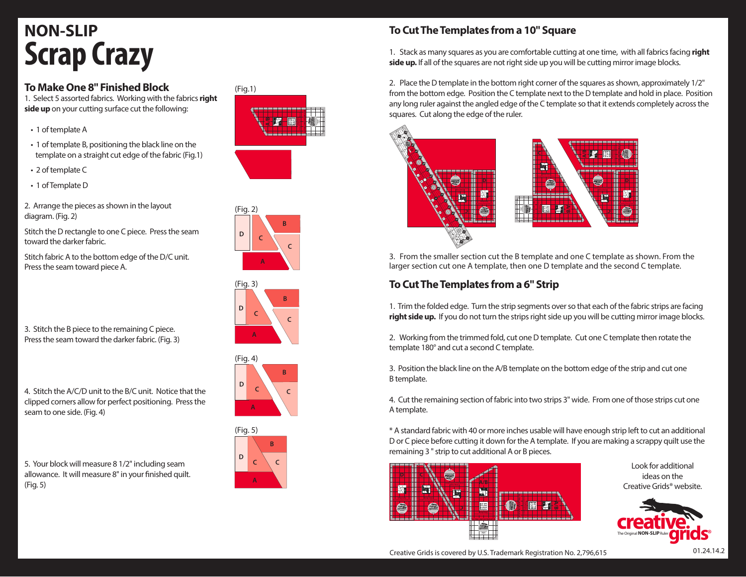# NON-SLIP

# Scrap Crazy

## To Make One 8" Finished Block

1. Select 5 assorted fabrics. Working with the fabrics **right side up** on your cutting surface cut the following:

- 1 of template A
- 1 of template B, positioning the black line on the template on a straight cut edge of the fabric (Fig.1)
- 2 of template C
- 1 of Template D

(Fig.1)

2. Arrange the pieces as shown in the layout diagram. (Fig. 2)

Stitch the D rectangle to one C piece. Press the seam toward the darker fabric.

Stitch fabric A to the bottom edge of the D/C unit. Press the seam toward piece A.

(Fig. 2)

3. Stitch the B piece to the remaining C piece. Press the seam toward the darker fabric. (Fig. 3)

(Fig. 3)

4. Stitch the A/C/D unit to the B/C unit. Notice that the clipped corners allow for perfect positioning. Press the seam to one side. (Fig. 4)

(Fig. 4)

5. Your block will measure 8 1/2" including seam allowance. It will measure 8" in your finished quilt. (Fig. 5)

(Fig. 5)

## To Cut The Templates from a 10" Square

1. Stack as many squares as you are comfortable cutting at one time, with all fabrics facing **right side up.** If all of the squares are not right side up you will be cutting mirror image blocks.

2. Place the D template in the bottom right corner of the squares as shown, approximately 1/2" from the bottom edge. Position the C template next to the D template and hold in place. Position any long ruler against the angled edge of the C template so that it extends completely across the squares. Cut along the edge of the ruler.

3. From the smaller section cut the B template and one C template as shown. From the larger section cut one A template, then one D template and the second C template.

## To Cut The Templates from a 6" Strip

1. Trim the folded edge. Turn the strip segments over so that each of the fabric strips are facing **right side up.** If you do not turn the strips right side up you will be cutting mirror image blocks.

2. Working from the trimmed fold, cut one D template. Cut one C template then rotate the template 180° and cut a second C template.

3. Position the black line on the A/B template on the bottom edge of the strip and cut one B template.

4. Cut the remaining section of fabric into two strips 3" wide. From one of those strips cut one A template.

* A standard fabric with 40 or more inches usable will have enough strip left to cut an additional D or C piece before cutting it down for the A template. If you are making a scrappy quilt use the remaining 3 " strip to cut additional A or B pieces.

Look for additional ideas on the Creative Grids® website.

creative grids®
The Original NON-SLIP Ruler

Creative Grids is covered by U.S. Trademark Registration No. 2,796,615

01.24.14.2